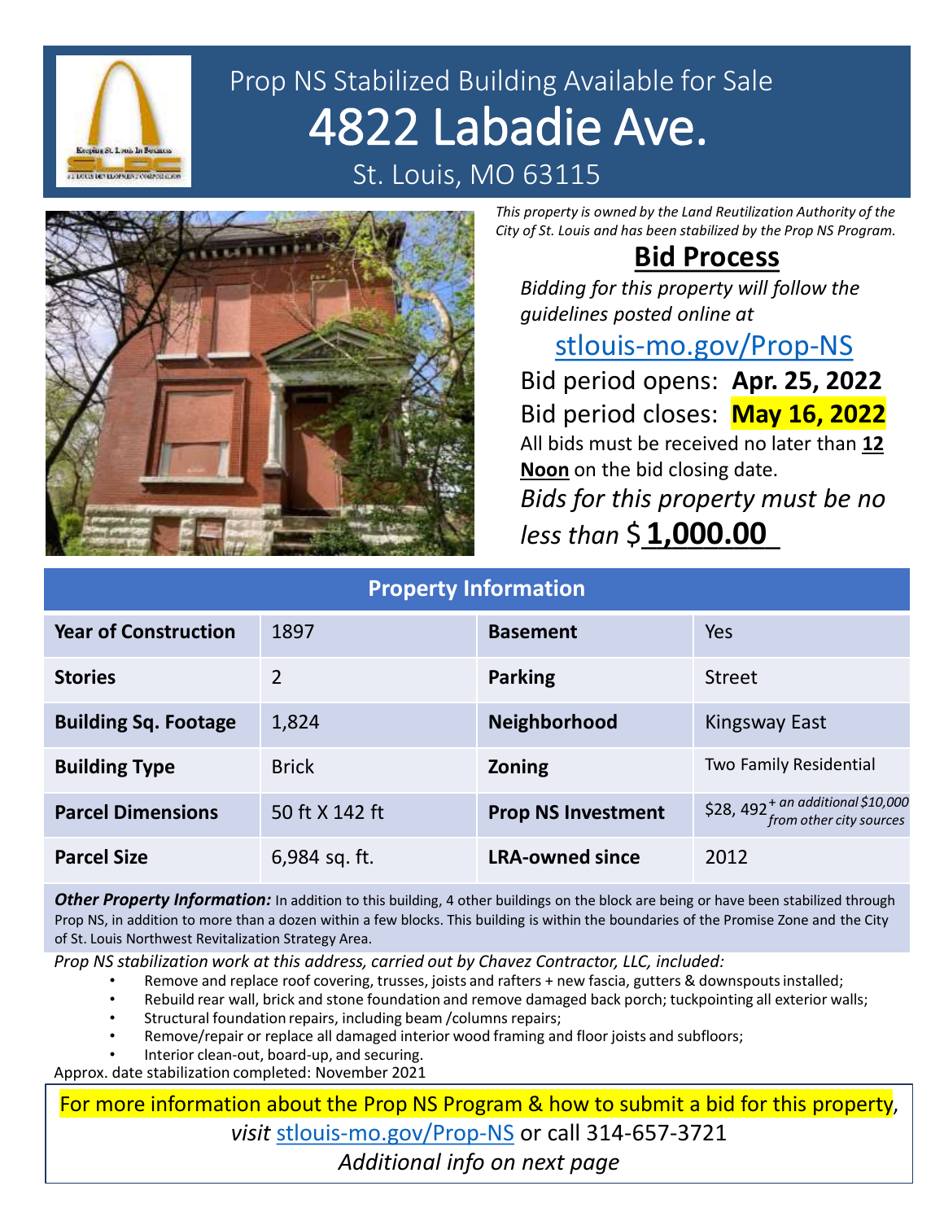# Prop NS Stabilized Building Available for Sale

# 4822 Labadie Ave.

## St. Louis, MO 63115

*This property is owned by the Land Reutilization Authority of the City of St. Louis and has been stabilized by the Prop NS Program.*

## Bid Process

*Bidding for this property will follow the guidelines posted online at*

stlouis-mo.gov/Prop-NS

Bid period opens: **Apr. 25, 2022**

Bid period closes: **May 16, 2022**

All bids must be received no later than **12 Noon** on the bid closing date.

*Bids for this property must be no less than* $ **1,000.00**

## Property Information

| Year of Construction | 1897 | Basement | Yes |
|---|---|---|---|
| Stories | 2 | Parking | Street |
| Building Sq. Footage | 1,824 | Neighborhood | Kingsway East |
| Building Type | Brick | Zoning | Two Family Residential |
| Parcel Dimensions | 50 ft X 142 ft | Prop NS Investment | $28, 492 *+ an additional $10,000 from other city sources* |
| Parcel Size | 6,984 sq. ft. | LRA-owned since | 2012 |

***Other Property Information:*** In addition to this building, 4 other buildings on the block are being or have been stabilized through Prop NS, in addition to more than a dozen within a few blocks. This building is within the boundaries of the Promise Zone and the City of St. Louis Northwest Revitalization Strategy Area.

*Prop NS stabilization work at this address, carried out by Chavez Contractor, LLC, included:*

- Remove and replace roof covering, trusses, joists and rafters + new fascia, gutters & downspouts installed;
- Rebuild rear wall, brick and stone foundation and remove damaged back porch; tuckpointing all exterior walls;
- Structural foundation repairs, including beam /columns repairs;
- Remove/repair or replace all damaged interior wood framing and floor joists and subfloors;
- Interior clean-out, board-up, and securing.

Approx. date stabilization completed: November 2021

For more information about the Prop NS Program & how to submit a bid for this property, *visit* stlouis-mo.gov/Prop-NS or call 314-657-3721

*Additional info on next page*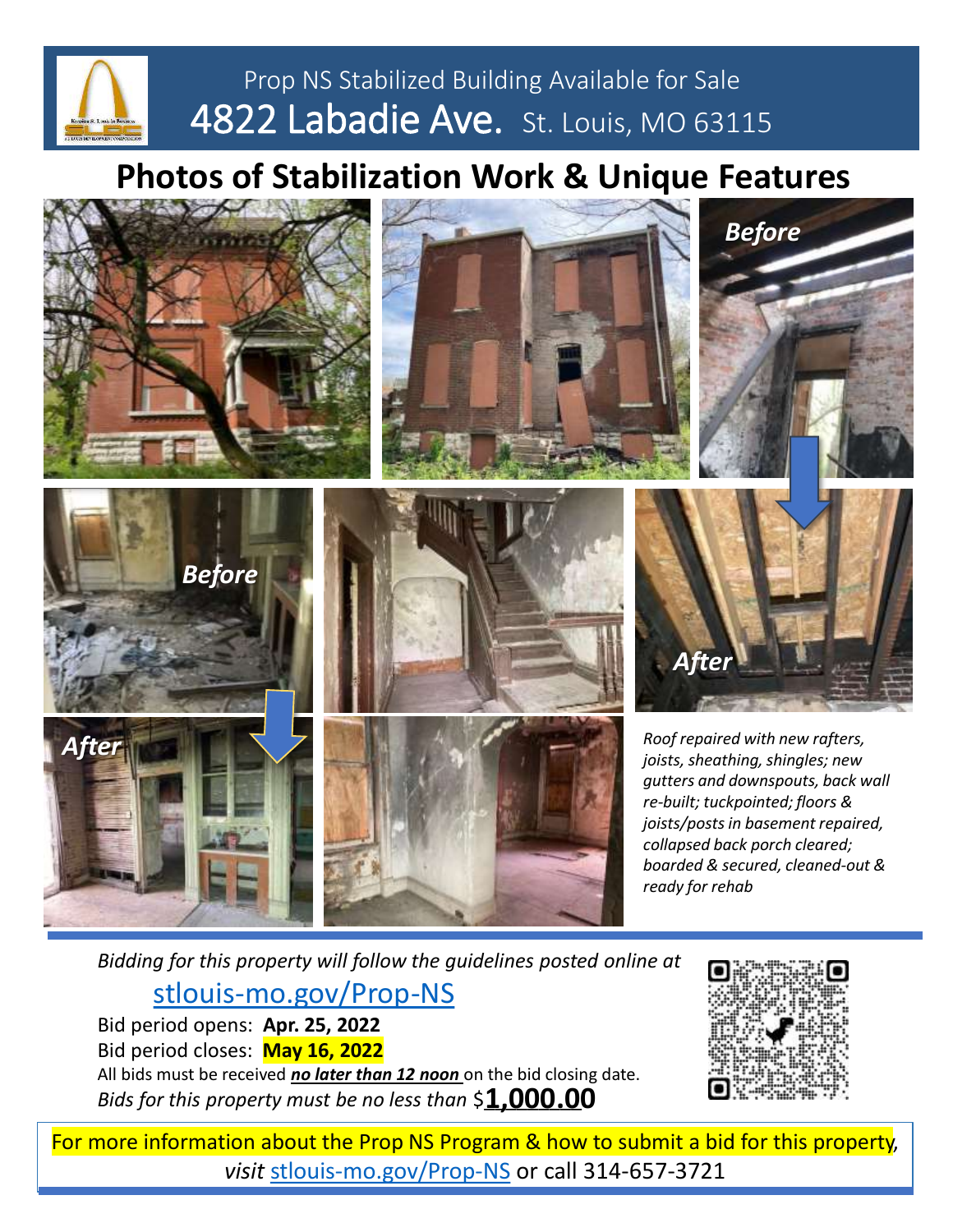Prop NS Stabilized Building Available for Sale

# 4822 Labadie Ave. St. Louis, MO 63115

## Photos of Stabilization Work & Unique Features

*Roof repaired with new rafters, joists, sheathing, shingles; new gutters and downspouts, back wall re-built; tuckpointed; floors & joists/posts in basement repaired, collapsed back porch cleared; boarded & secured, cleaned-out & ready for rehab*

*Bidding for this property will follow the guidelines posted online at*

stlouis-mo.gov/Prop-NS

Bid period opens: **Apr. 25, 2022**

Bid period closes: **May 16, 2022**

All bids must be received ***no later than 12 noon*** on the bid closing date.

*Bids for this property must be no less than* $**1,000.00**

For more information about the Prop NS Program & how to submit a bid for this property, *visit* stlouis-mo.gov/Prop-NS or call 314-657-3721